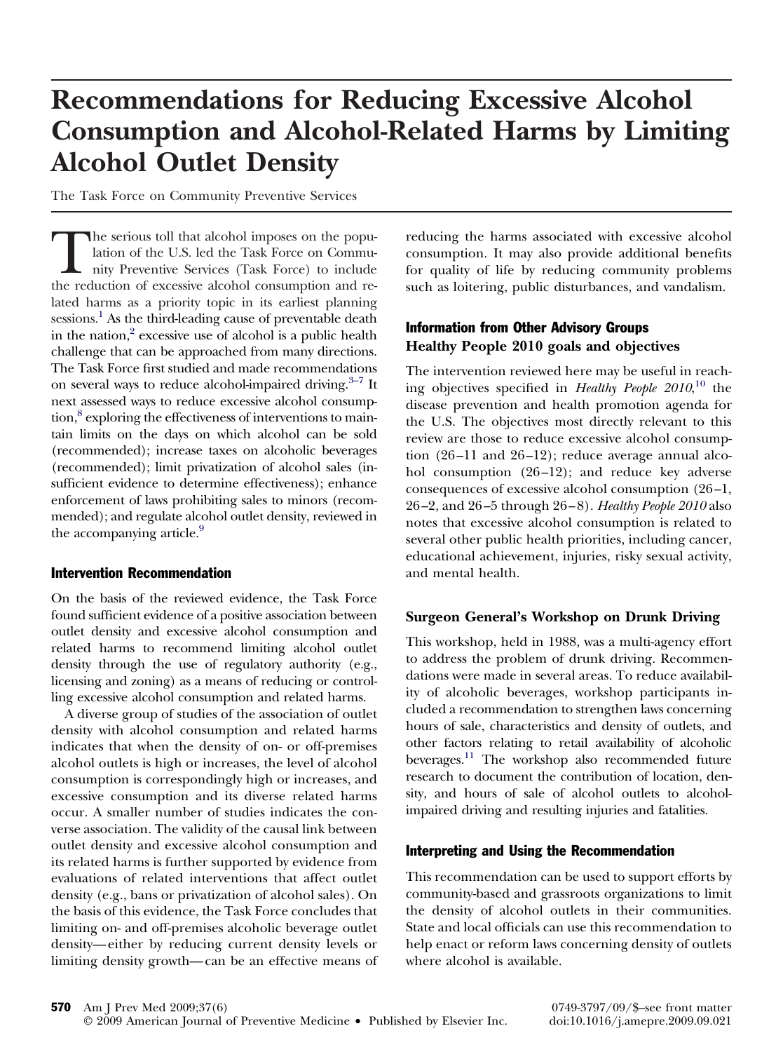# Recommendations for Reducing Excessive Alcohol Consumption and Alcohol-Related Harms by Limiting Alcohol Outlet Density

The Task Force on Community Preventive Services

The serious toll that alcohol imposes on the population of the U.S. led the Task Force on Community Preventive Services (Task Force) to include the reduction of excessive alcohol consumption and related harms as a priority topic in its earliest planning sessions.[1] As the third-leading cause of preventable death in the nation,[2] excessive use of alcohol is a public health challenge that can be approached from many directions. The Task Force first studied and made recommendations on several ways to reduce alcohol-impaired driving.[3–7] It next assessed ways to reduce excessive alcohol consumption,[8] exploring the effectiveness of interventions to maintain limits on the days on which alcohol can be sold (recommended); increase taxes on alcoholic beverages (recommended); limit privatization of alcohol sales (insufficient evidence to determine effectiveness); enhance enforcement of laws prohibiting sales to minors (recommended); and regulate alcohol outlet density, reviewed in the accompanying article.[9]

## Intervention Recommendation

On the basis of the reviewed evidence, the Task Force found sufficient evidence of a positive association between outlet density and excessive alcohol consumption and related harms to recommend limiting alcohol outlet density through the use of regulatory authority (e.g., licensing and zoning) as a means of reducing or controlling excessive alcohol consumption and related harms.

A diverse group of studies of the association of outlet density with alcohol consumption and related harms indicates that when the density of on- or off-premises alcohol outlets is high or increases, the level of alcohol consumption is correspondingly high or increases, and excessive consumption and its diverse related harms occur. A smaller number of studies indicates the converse association. The validity of the causal link between outlet density and excessive alcohol consumption and its related harms is further supported by evidence from evaluations of related interventions that affect outlet density (e.g., bans or privatization of alcohol sales). On the basis of this evidence, the Task Force concludes that limiting on- and off-premises alcoholic beverage outlet density—either by reducing current density levels or limiting density growth—can be an effective means of reducing the harms associated with excessive alcohol consumption. It may also provide additional benefits for quality of life by reducing community problems such as loitering, public disturbances, and vandalism.

## Information from Other Advisory Groups

### Healthy People 2010 goals and objectives

The intervention reviewed here may be useful in reaching objectives specified in *Healthy People 2010*,[10] the disease prevention and health promotion agenda for the U.S. The objectives most directly relevant to this review are those to reduce excessive alcohol consumption (26–11 and 26–12); reduce average annual alcohol consumption (26–12); and reduce key adverse consequences of excessive alcohol consumption (26–1, 26–2, and 26–5 through 26–8). *Healthy People 2010* also notes that excessive alcohol consumption is related to several other public health priorities, including cancer, educational achievement, injuries, risky sexual activity, and mental health.

### Surgeon General's Workshop on Drunk Driving

This workshop, held in 1988, was a multi-agency effort to address the problem of drunk driving. Recommendations were made in several areas. To reduce availability of alcoholic beverages, workshop participants included a recommendation to strengthen laws concerning hours of sale, characteristics and density of outlets, and other factors relating to retail availability of alcoholic beverages.[11] The workshop also recommended future research to document the contribution of location, density, and hours of sale of alcohol outlets to alcohol-impaired driving and resulting injuries and fatalities.

## Interpreting and Using the Recommendation

This recommendation can be used to support efforts by community-based and grassroots organizations to limit the density of alcohol outlets in their communities. State and local officials can use this recommendation to help enact or reform laws concerning density of outlets where alcohol is available.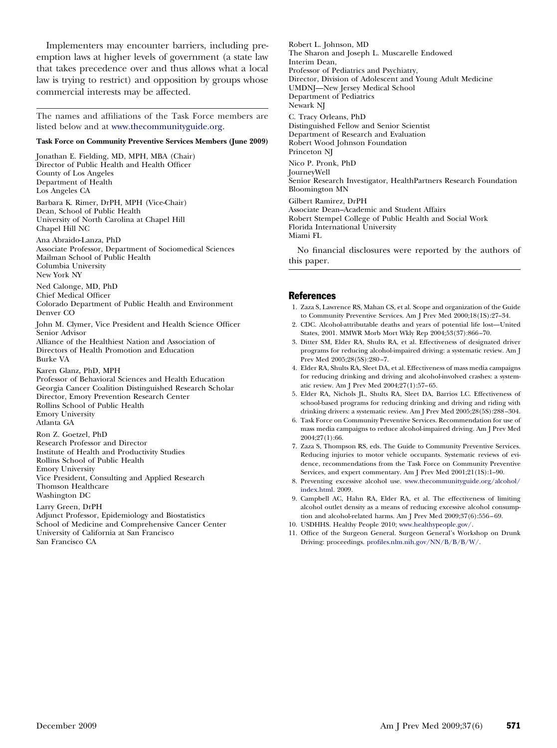Implementers may encounter barriers, including preemption laws at higher levels of government (a state law that takes precedence over and thus allows what a local law is trying to restrict) and opposition by groups whose commercial interests may be affected.

---

The names and affiliations of the Task Force members are listed below and at www.thecommunityguide.org.

**Task Force on Community Preventive Services Members (June 2009)**

Jonathan E. Fielding, MD, MPH, MBA (Chair)
Director of Public Health and Health Officer
County of Los Angeles
Department of Health
Los Angeles CA

Barbara K. Rimer, DrPH, MPH (Vice-Chair)
Dean, School of Public Health
University of North Carolina at Chapel Hill
Chapel Hill NC

Ana Abraido-Lanza, PhD
Associate Professor, Department of Sociomedical Sciences
Mailman School of Public Health
Columbia University
New York NY

Ned Calonge, MD, PhD
Chief Medical Officer
Colorado Department of Public Health and Environment
Denver CO

John M. Clymer, Vice President and Health Science Officer
Senior Advisor
Alliance of the Healthiest Nation and Association of Directors of Health Promotion and Education
Burke VA

Karen Glanz, PhD, MPH
Professor of Behavioral Sciences and Health Education
Georgia Cancer Coalition Distinguished Research Scholar
Director, Emory Prevention Research Center
Rollins School of Public Health
Emory University
Atlanta GA

Ron Z. Goetzel, PhD
Research Professor and Director
Institute of Health and Productivity Studies
Rollins School of Public Health
Emory University
Vice President, Consulting and Applied Research
Thomson Healthcare
Washington DC

Larry Green, DrPH
Adjunct Professor, Epidemiology and Biostatistics
School of Medicine and Comprehensive Cancer Center
University of California at San Francisco
San Francisco CA

Robert L. Johnson, MD
The Sharon and Joseph L. Muscarelle Endowed
Interim Dean,
Professor of Pediatrics and Psychiatry,
Director, Division of Adolescent and Young Adult Medicine
UMDNJ—New Jersey Medical School
Department of Pediatrics
Newark NJ

C. Tracy Orleans, PhD
Distinguished Fellow and Senior Scientist
Department of Research and Evaluation
Robert Wood Johnson Foundation
Princeton NJ

Nico P. Pronk, PhD
JourneyWell
Senior Research Investigator, HealthPartners Research Foundation
Bloomington MN

Gilbert Ramirez, DrPH
Associate Dean–Academic and Student Affairs
Robert Stempel College of Public Health and Social Work
Florida International University
Miami FL

No financial disclosures were reported by the authors of this paper.

---

## References

1. Zaza S, Lawrence RS, Mahan CS, et al. Scope and organization of the Guide to Community Preventive Services. Am J Prev Med 2000;18(1S):27–34.
2. CDC. Alcohol-attributable deaths and years of potential life lost—United States, 2001. MMWR Morb Mort Wkly Rep 2004;53(37):866–70.
3. Ditter SM, Elder RA, Shults RA, et al. Effectiveness of designated driver programs for reducing alcohol-impaired driving: a systematic review. Am J Prev Med 2005;28(5S):280–7.
4. Elder RA, Shults RA, Sleet DA, et al. Effectiveness of mass media campaigns for reducing drinking and driving and alcohol-involved crashes: a systematic review. Am J Prev Med 2004;27(1):57–65.
5. Elder RA, Nichols JL, Shults RA, Sleet DA, Barrios LC. Effectiveness of school-based programs for reducing drinking and driving and riding with drinking drivers: a systematic review. Am J Prev Med 2005;28(5S):288–304.
6. Task Force on Community Preventive Services. Recommendation for use of mass media campaigns to reduce alcohol-impaired driving. Am J Prev Med 2004;27(1):66.
7. Zaza S, Thompson RS, eds. The Guide to Community Preventive Services. Reducing injuries to motor vehicle occupants. Systematic reviews of evidence, recommendations from the Task Force on Community Preventive Services, and expert commentary. Am J Prev Med 2001;21(1S):1–90.
8. Preventing excessive alcohol use. www.thecommunityguide.org/alcohol/index.html. 2009.
9. Campbell AC, Hahn RA, Elder RA, et al. The effectiveness of limiting alcohol outlet density as a means of reducing excessive alcohol consumption and alcohol-related harms. Am J Prev Med 2009;37(6):556–69.
10. USDHHS. Healthy People 2010; www.healthypeople.gov/.
11. Office of the Surgeon General. Surgeon General's Workshop on Drunk Driving: proceedings. profiles.nlm.nih.gov/NN/B/B/B/W/.